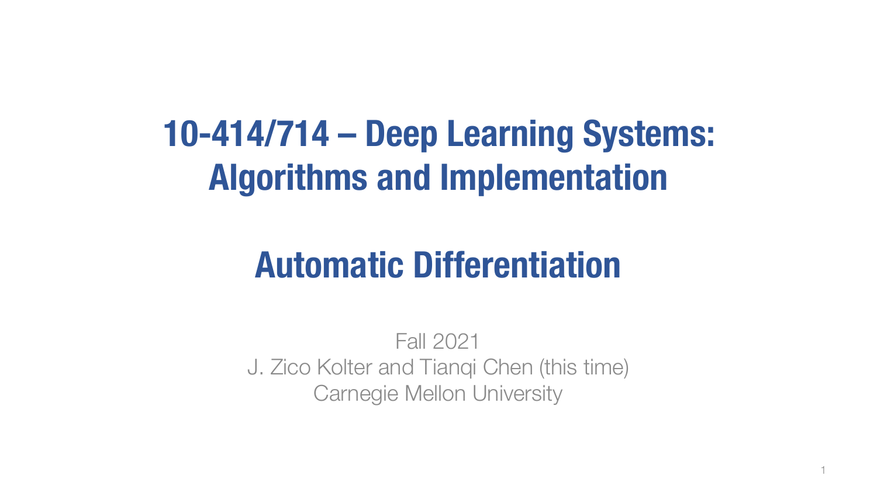# 10-414/714 – Deep Learning Systems: Algorithms and Implementation

## Automatic Differentiation

Fall 2021
J. Zico Kolter and Tianqi Chen (this time)
Carnegie Mellon University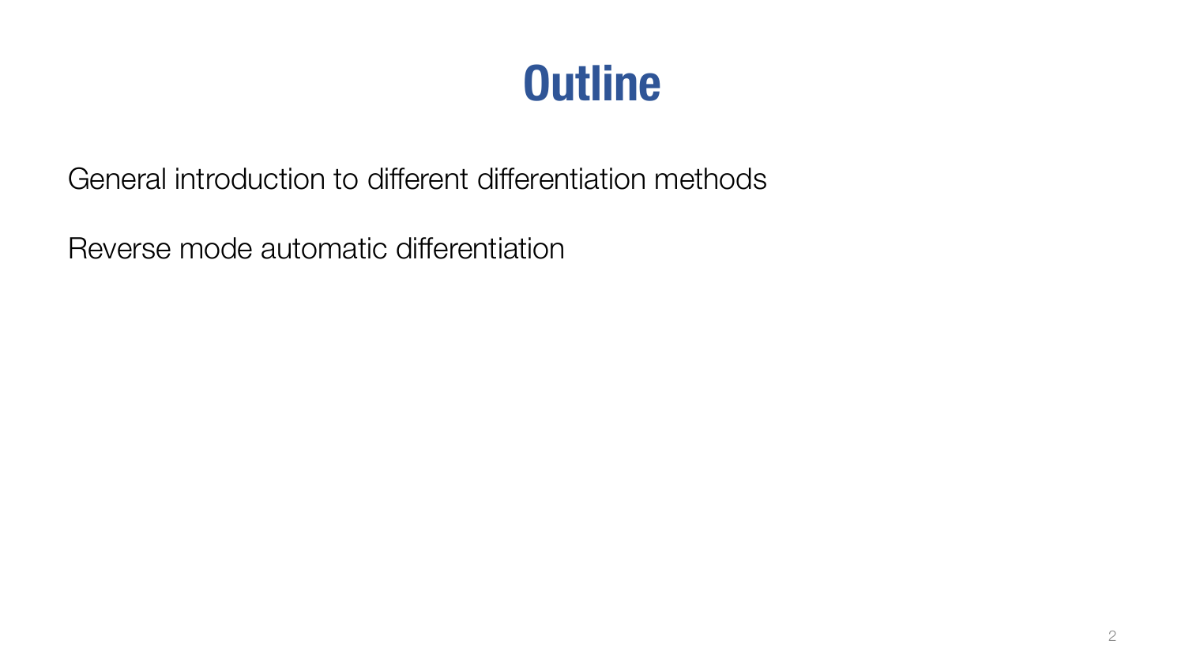# Outline

General introduction to different differentiation methods

Reverse mode automatic differentiation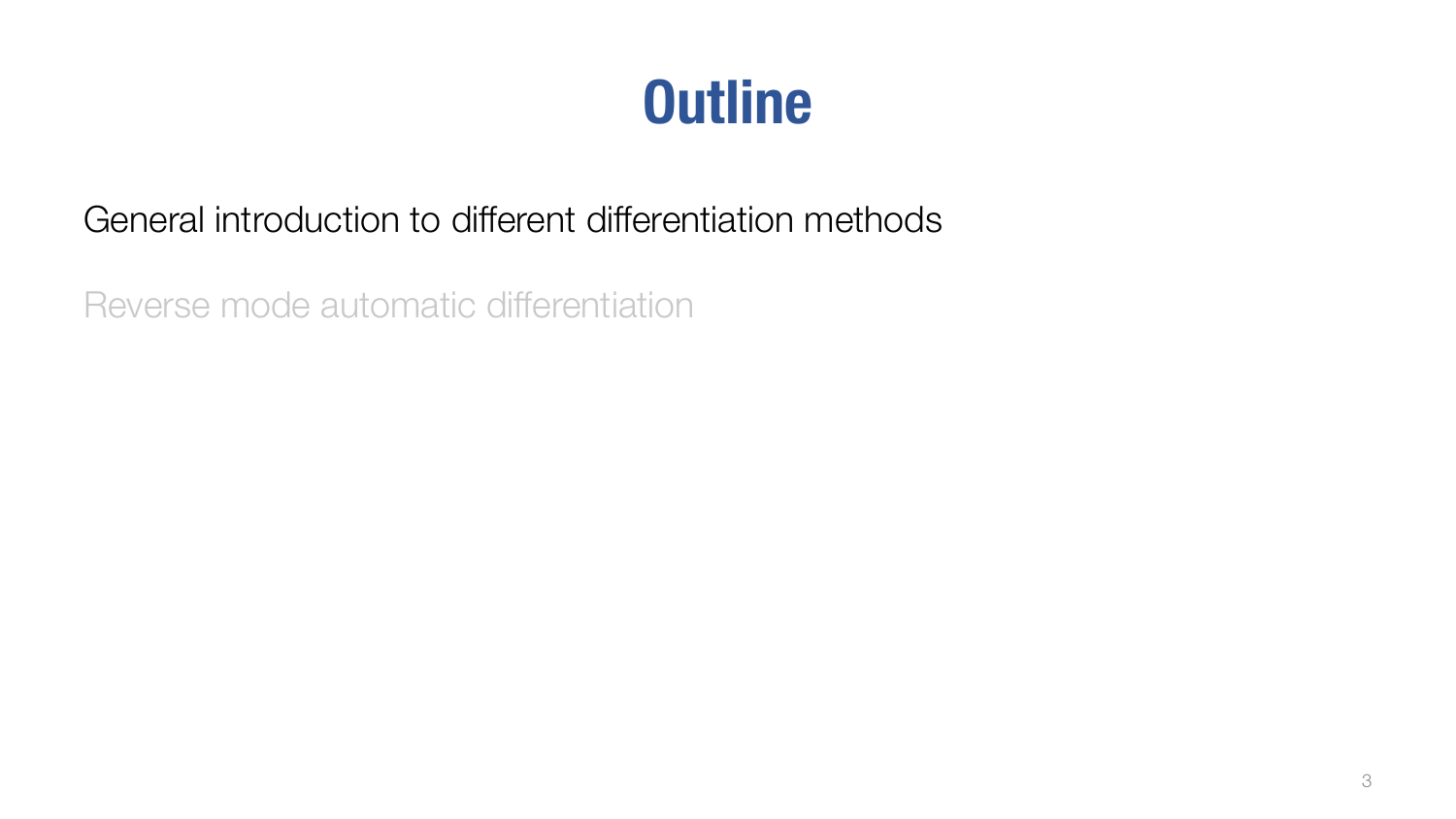# Outline

General introduction to different differentiation methods

Reverse mode automatic differentiation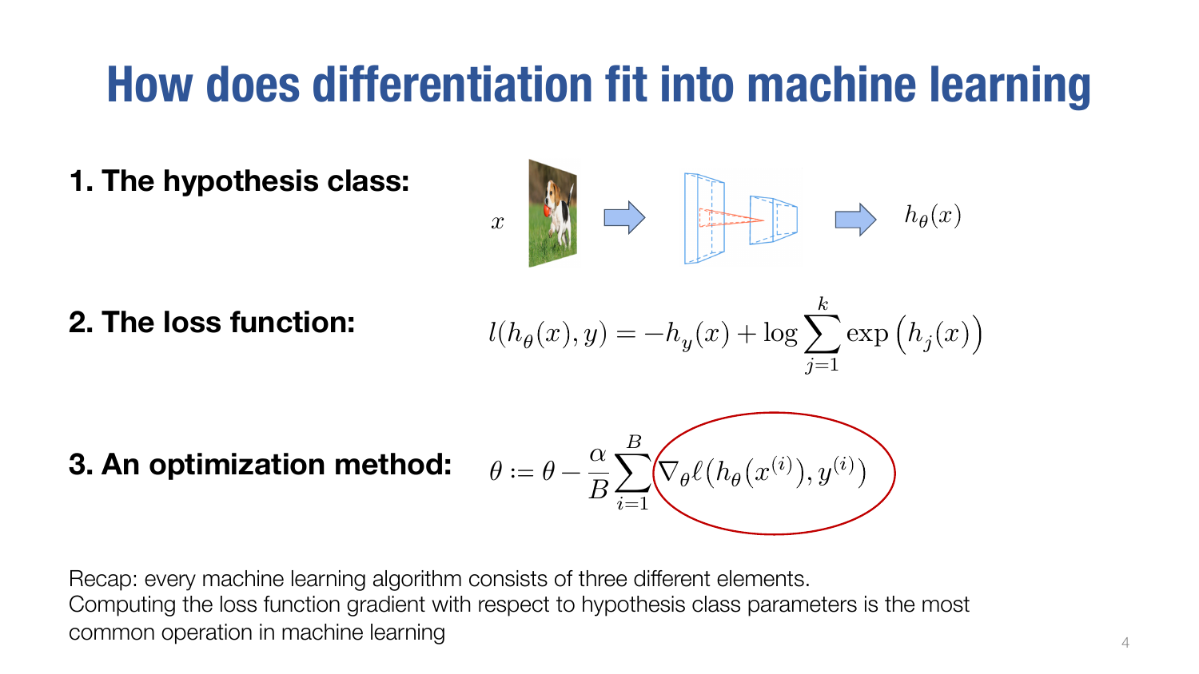# How does differentiation fit into machine learning

**1. The hypothesis class:**

$x \rightarrow \rightarrow h_\theta(x)$

**2. The loss function:**

$$l(h_\theta(x), y) = -h_y(x) + \log \sum_{j=1}^{k} \exp\left(h_j(x)\right)$$

**3. An optimization method:**

$$\theta := \theta - \frac{\alpha}{B} \sum_{i=1}^{B} \nabla_\theta \ell(h_\theta(x^{(i)}), y^{(i)})$$

Recap: every machine learning algorithm consists of three different elements.
Computing the loss function gradient with respect to hypothesis class parameters is the most common operation in machine learning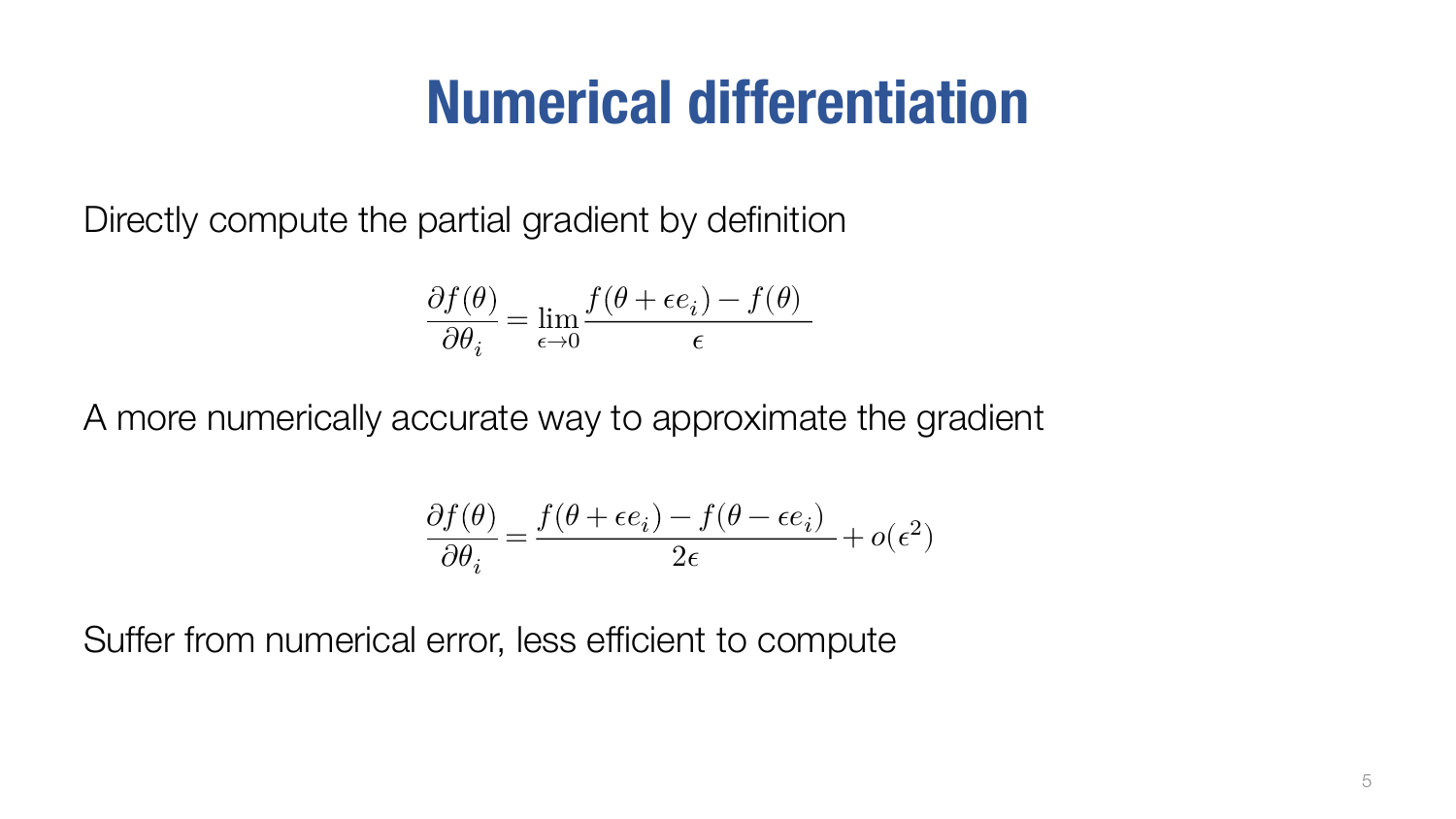# Numerical differentiation

Directly compute the partial gradient by definition

$$\frac{\partial f(\theta)}{\partial \theta_i} = \lim_{\epsilon \to 0} \frac{f(\theta + \epsilon e_i) - f(\theta)}{\epsilon}$$

A more numerically accurate way to approximate the gradient

$$\frac{\partial f(\theta)}{\partial \theta_i} = \frac{f(\theta + \epsilon e_i) - f(\theta - \epsilon e_i)}{2\epsilon} + o(\epsilon^2)$$

Suffer from numerical error, less efficient to compute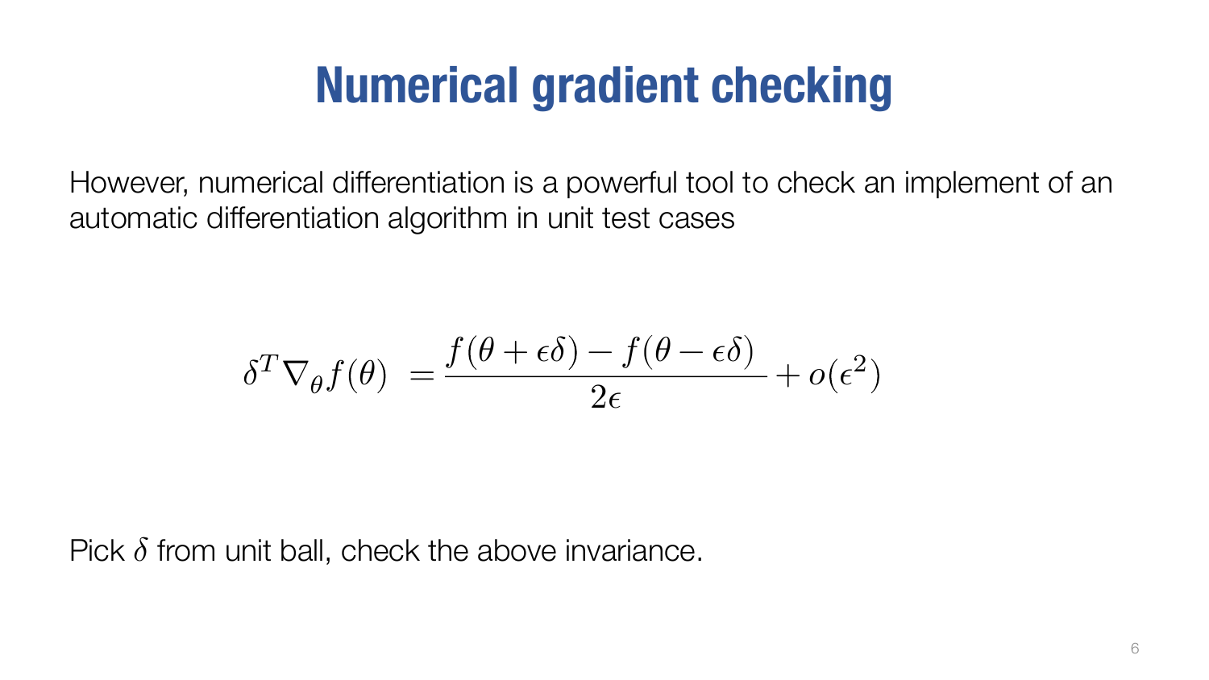# Numerical gradient checking

However, numerical differentiation is a powerful tool to check an implement of an automatic differentiation algorithm in unit test cases

$$\delta^T \nabla_\theta f(\theta) \ = \frac{f(\theta + \epsilon\delta) - f(\theta - \epsilon\delta)}{2\epsilon} + o(\epsilon^2)$$

Pick $\delta$ from unit ball, check the above invariance.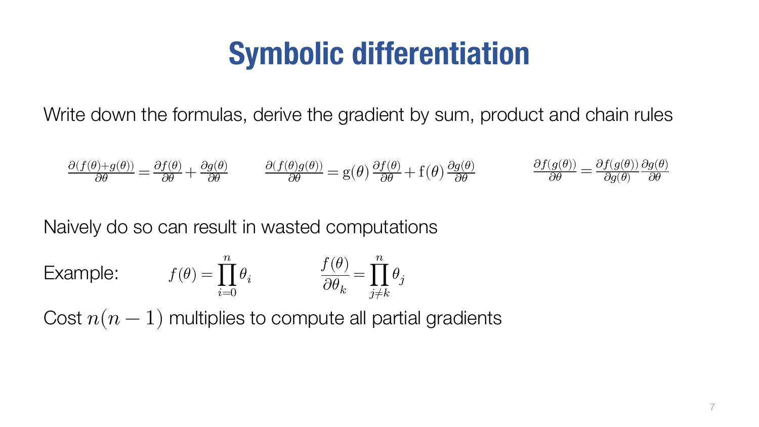# Symbolic differentiation

Write down the formulas, derive the gradient by sum, product and chain rules

$$\frac{\partial(f(\theta)+g(\theta))}{\partial\theta} = \frac{\partial f(\theta)}{\partial\theta} + \frac{\partial g(\theta)}{\partial\theta} \qquad \frac{\partial(f(\theta)g(\theta))}{\partial\theta} = \mathrm{g}(\theta)\,\frac{\partial f(\theta)}{\partial\theta} + \mathrm{f}(\theta)\,\frac{\partial g(\theta)}{\partial\theta} \qquad \frac{\partial f(g(\theta))}{\partial\theta} = \frac{\partial f(g(\theta))}{\partial g(\theta)}\frac{\partial g(\theta)}{\partial\theta}$$

Naively do so can result in wasted computations

Example: $f(\theta) = \prod_{i=0}^{n} \theta_i$ $\qquad \frac{f(\theta)}{\partial\theta_k} = \prod_{j\neq k}^{n} \theta_j$

Cost $n(n-1)$ multiplies to compute all partial gradients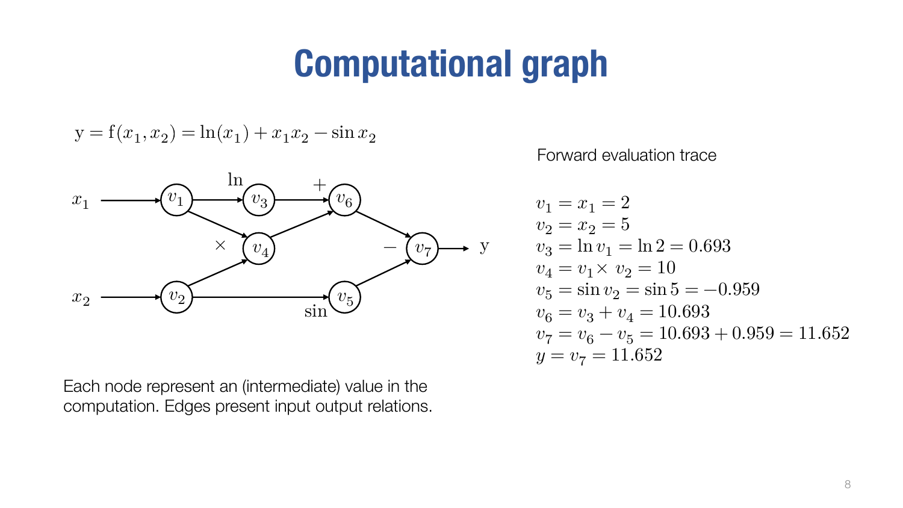# Computational graph

$$y = f(x_1, x_2) = \ln(x_1) + x_1 x_2 - \sin x_2$$

Each node represent an (intermediate) value in the computation. Edges present input output relations.

Forward evaluation trace

$$
\begin{aligned}
v_1 &= x_1 = 2 \\
v_2 &= x_2 = 5 \\
v_3 &= \ln v_1 = \ln 2 = 0.693 \\
v_4 &= v_1 \times v_2 = 10 \\
v_5 &= \sin v_2 = \sin 5 = -0.959 \\
v_6 &= v_3 + v_4 = 10.693 \\
v_7 &= v_6 - v_5 = 10.693 + 0.959 = 11.652 \\
y &= v_7 = 11.652
\end{aligned}
$$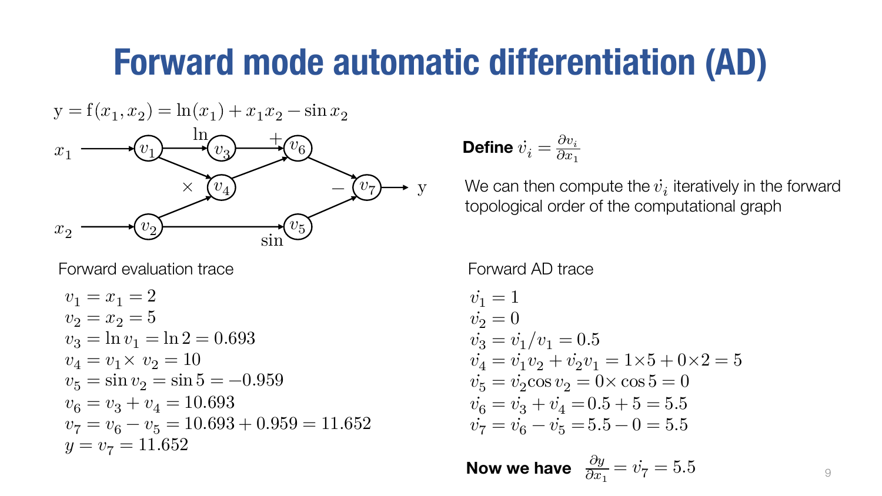# Forward mode automatic differentiation (AD)

$$y = f(x_1, x_2) = \ln(x_1) + x_1 x_2 - \sin x_2$$

**Define** $\dot{v}_i = \frac{\partial v_i}{\partial x_1}$

We can then compute the $\dot{v}_i$ iteratively in the forward topological order of the computational graph

Forward evaluation trace

$$
\begin{aligned}
v_1 &= x_1 = 2 \\
v_2 &= x_2 = 5 \\
v_3 &= \ln v_1 = \ln 2 = 0.693 \\
v_4 &= v_1 \times v_2 = 10 \\
v_5 &= \sin v_2 = \sin 5 = -0.959 \\
v_6 &= v_3 + v_4 = 10.693 \\
v_7 &= v_6 - v_5 = 10.693 + 0.959 = 11.652 \\
y &= v_7 = 11.652
\end{aligned}
$$

Forward AD trace

$$
\begin{aligned}
\dot{v}_1 &= 1 \\
\dot{v}_2 &= 0 \\
\dot{v}_3 &= \dot{v}_1 / v_1 = 0.5 \\
\dot{v}_4 &= \dot{v}_1 v_2 + \dot{v}_2 v_1 = 1 \times 5 + 0 \times 2 = 5 \\
\dot{v}_5 &= \dot{v}_2 \cos v_2 = 0 \times \cos 5 = 0 \\
\dot{v}_6 &= \dot{v}_3 + \dot{v}_4 = 0.5 + 5 = 5.5 \\
\dot{v}_7 &= \dot{v}_6 - \dot{v}_5 = 5.5 - 0 = 5.5
\end{aligned}
$$

**Now we have** $\frac{\partial y}{\partial x_1} = \dot{v}_7 = 5.5$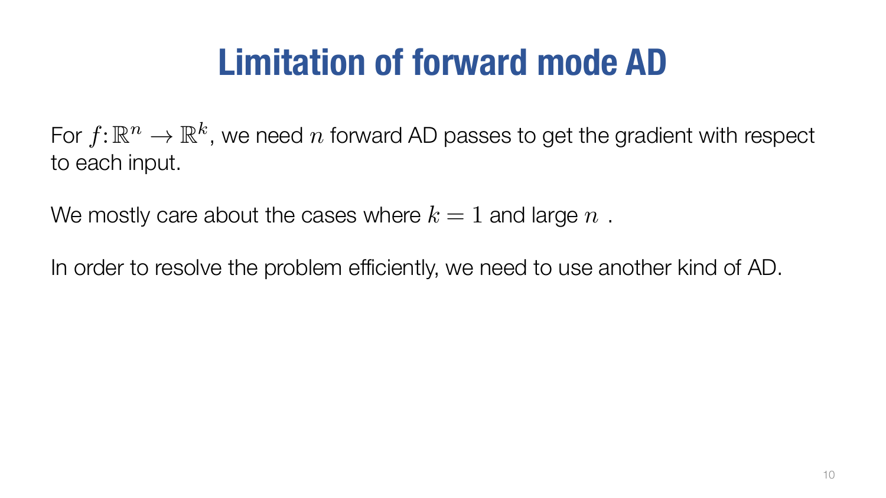# Limitation of forward mode AD

For $f: \mathbb{R}^n \to \mathbb{R}^k$, we need $n$ forward AD passes to get the gradient with respect to each input.

We mostly care about the cases where $k = 1$ and large $n$ .

In order to resolve the problem efficiently, we need to use another kind of AD.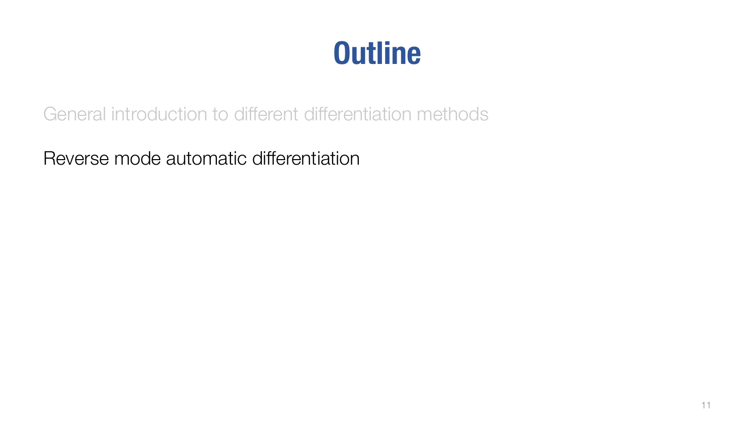# Outline

General introduction to different differentiation methods

Reverse mode automatic differentiation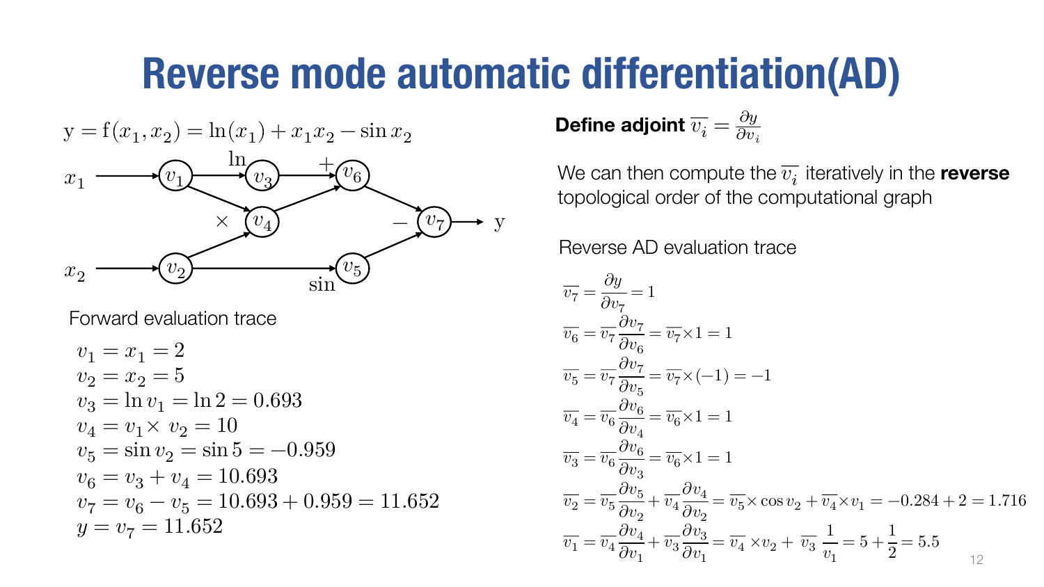# Reverse mode automatic differentiation(AD)

$$\mathrm{y} = \mathrm{f}(x_1, x_2) = \ln(x_1) + x_1 x_2 - \sin x_2$$

$x_1$ → $v_1$ —ln→ $v_3$ —+→ $v_6$ → $v_7$ → y

$v_1$, $v_2$ —×→ $v_4$ → $v_6$

$x_2$ → $v_2$ —sin→ $v_5$ —−→ $v_7$

Forward evaluation trace

$$v_1 = x_1 = 2$$
$$v_2 = x_2 = 5$$
$$v_3 = \ln v_1 = \ln 2 = 0.693$$
$$v_4 = v_1 \times v_2 = 10$$
$$v_5 = \sin v_2 = \sin 5 = -0.959$$
$$v_6 = v_3 + v_4 = 10.693$$
$$v_7 = v_6 - v_5 = 10.693 + 0.959 = 11.652$$
$$y = v_7 = 11.652$$

**Define adjoint** $\overline{v_i} = \frac{\partial y}{\partial v_i}$

We can then compute the $\overline{v_i}$ iteratively in the **reverse** topological order of the computational graph

Reverse AD evaluation trace

$$\overline{v_7} = \frac{\partial y}{\partial v_7} = 1$$
$$\overline{v_6} = \overline{v_7}\frac{\partial v_7}{\partial v_6} = \overline{v_7} \times 1 = 1$$
$$\overline{v_5} = \overline{v_7}\frac{\partial v_7}{\partial v_5} = \overline{v_7} \times (-1) = -1$$
$$\overline{v_4} = \overline{v_6}\frac{\partial v_6}{\partial v_4} = \overline{v_6} \times 1 = 1$$
$$\overline{v_3} = \overline{v_6}\frac{\partial v_6}{\partial v_3} = \overline{v_6} \times 1 = 1$$
$$\overline{v_2} = \overline{v_5}\frac{\partial v_5}{\partial v_2} + \overline{v_4}\frac{\partial v_4}{\partial v_2} = \overline{v_5} \times \cos v_2 + \overline{v_4} \times v_1 = -0.284 + 2 = 1.716$$
$$\overline{v_1} = \overline{v_4}\frac{\partial v_4}{\partial v_1} + \overline{v_3}\frac{\partial v_3}{\partial v_1} = \overline{v_4} \times v_2 + \overline{v_3}\ \frac{1}{v_1} = 5 + \frac{1}{2} = 5.5$$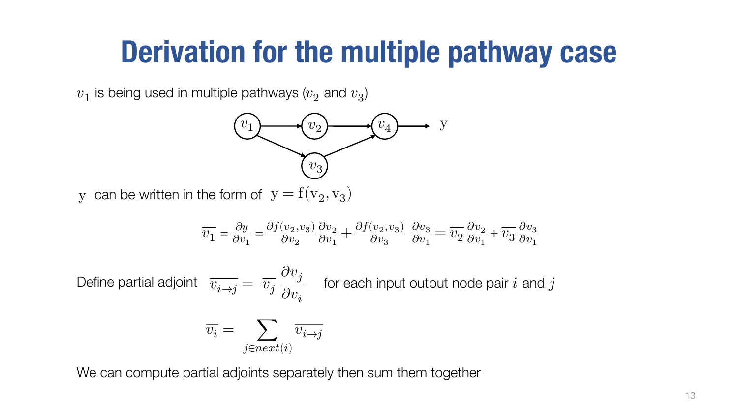# Derivation for the multiple pathway case

$v_1$ is being used in multiple pathways ($v_2$ and $v_3$)

$y$ can be written in the form of $\mathrm{y} = \mathrm{f}(\mathrm{v}_2, \mathrm{v}_3)$

$$\overline{v_1} = \frac{\partial y}{\partial v_1} = \frac{\partial f(v_2, v_3)}{\partial v_2}\frac{\partial v_2}{\partial v_1} + \frac{\partial f(v_2, v_3)}{\partial v_3}\frac{\partial v_3}{\partial v_1} = \overline{v_2}\frac{\partial v_2}{\partial v_1} + \overline{v_3}\frac{\partial v_3}{\partial v_1}$$

Define partial adjoint $\overline{v_{i \to j}} = \overline{v_j}\dfrac{\partial v_j}{\partial v_i}$ for each input output node pair $i$ and $j$

$$\overline{v_i} = \sum_{j \in next(i)} \overline{v_{i \to j}}$$

We can compute partial adjoints separately then sum them together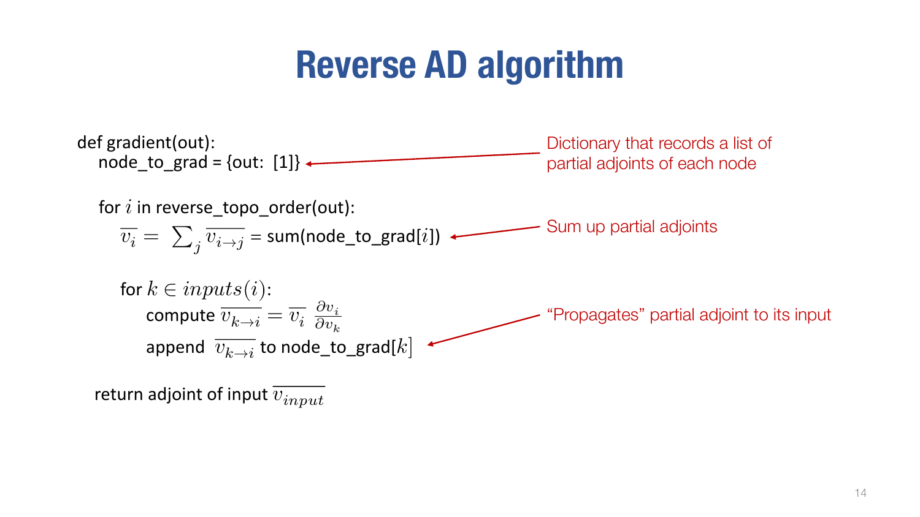# Reverse AD algorithm

def gradient(out):
  node_to_grad = {out: [1]} ← Dictionary that records a list of partial adjoints of each node

  for $i$ in reverse_topo_order(out):
    $\overline{v_i} = \sum_j \overline{v_{i \to j}}$ = sum(node_to_grad[$i$]) ← Sum up partial adjoints

    for $k \in inputs(i)$:
      compute $\overline{v_{k \to i}} = \overline{v_i} \frac{\partial v_i}{\partial v_k}$
      append $\overline{v_{k \to i}}$ to node_to_grad[$k$] ← "Propagates" partial adjoint to its input

  return adjoint of input $\overline{v_{input}}$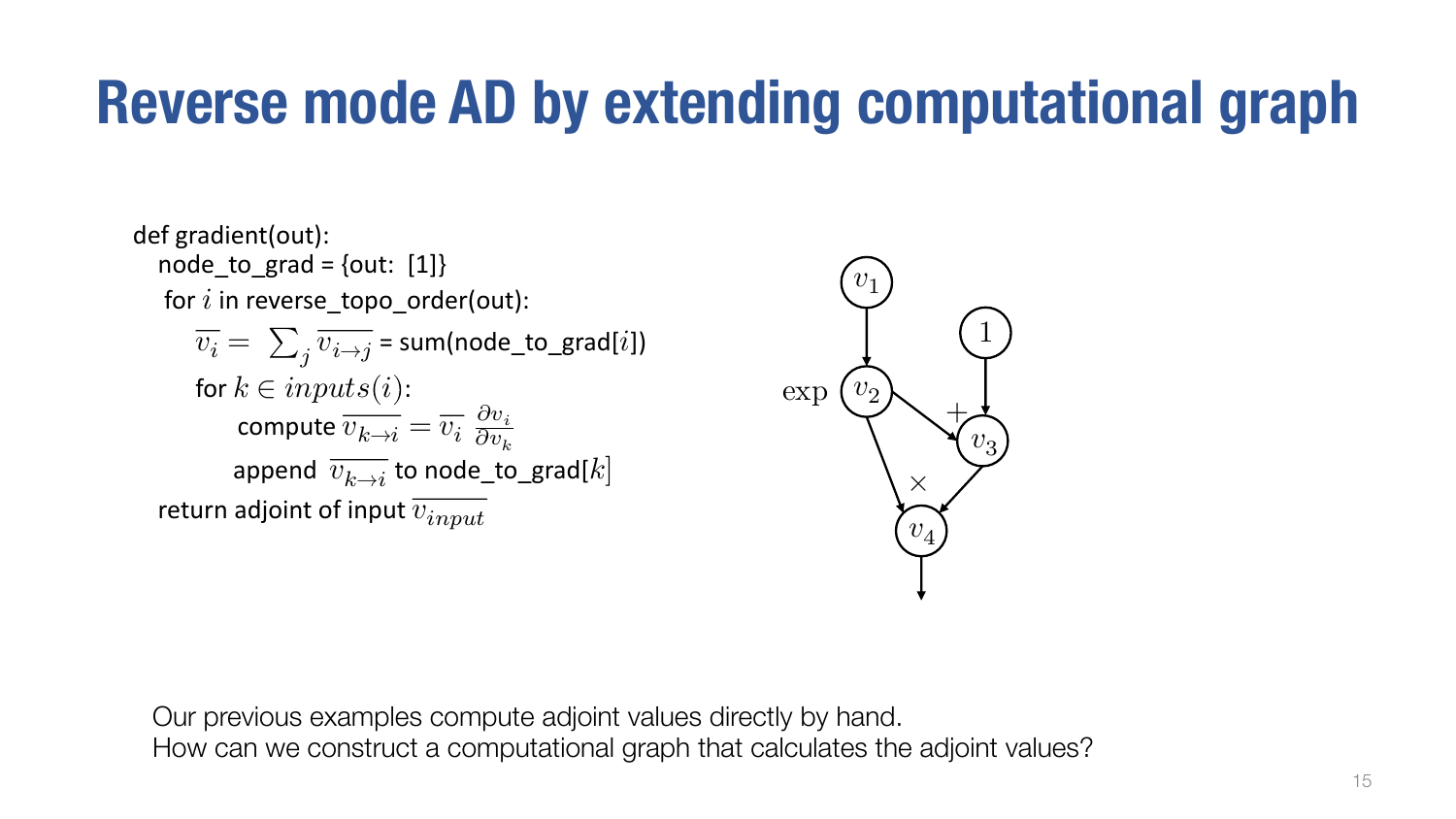# Reverse mode AD by extending computational graph

```
def gradient(out):
  node_to_grad = {out: [1]}
  for i in reverse_topo_order(out):
    v̄_i = Σ_j v̄_{i→j} = sum(node_to_grad[i])
    for k ∈ inputs(i):
      compute v̄_{k→i} = v̄_i ∂v_i/∂v_k
      append v̄_{k→i} to node_to_grad[k]
  return adjoint of input v̄_input
```

Where:

- $\overline{v_i} = \sum_j \overline{v_{i \to j}}$ = sum(node_to_grad[$i$])
- for $k \in inputs(i)$: compute $\overline{v_{k \to i}} = \overline{v_i} \frac{\partial v_i}{\partial v_k}$
- append $\overline{v_{k \to i}}$ to node_to_grad[$k$]
- return adjoint of input $\overline{v_{input}}$

Our previous examples compute adjoint values directly by hand.
How can we construct a computational graph that calculates the adjoint values?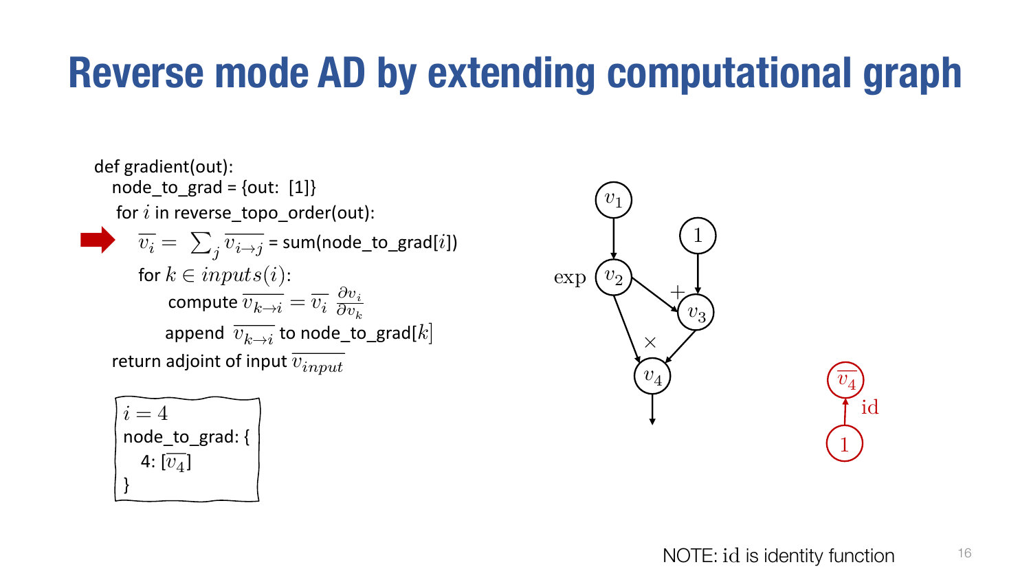# Reverse mode AD by extending computational graph

```
def gradient(out):
  node_to_grad = {out: [1]}
  for i in reverse_topo_order(out):
    v̄_i = Σ_j v̄_{i→j} = sum(node_to_grad[i])
    for k ∈ inputs(i):
      compute v̄_{k→i} = v̄_i ∂v_i/∂v_k
      append v̄_{k→i} to node_to_grad[k]
  return adjoint of input v̄_input
```

$\overline{v_i} = \sum_j \overline{v_{i \to j}}$ = sum(node_to_grad[$i$])

compute $\overline{v_{k \to i}} = \overline{v_i} \frac{\partial v_i}{\partial v_k}$

append $\overline{v_{k \to i}}$ to node_to_grad[$k$]

$i = 4$
node_to_grad: {
  4: [$\overline{v_4}$]
}

NOTE: id is identity function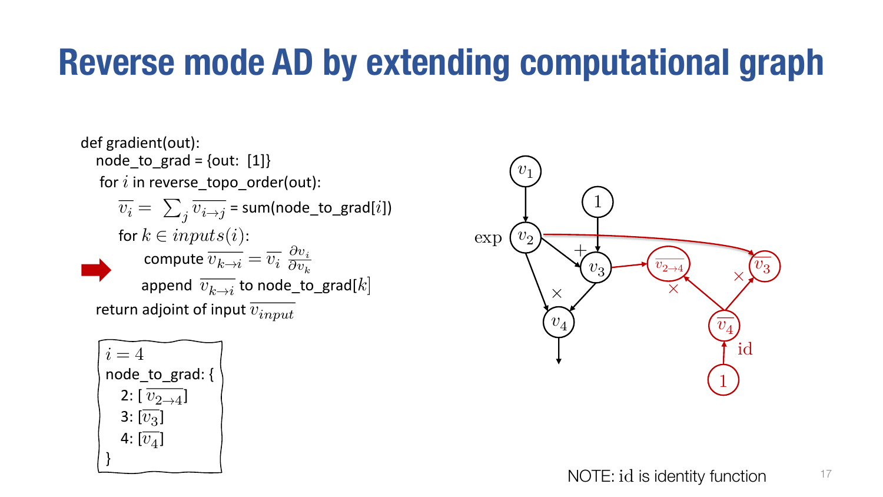# Reverse mode AD by extending computational graph

```
def gradient(out):
    node_to_grad = {out: [1]}
    for i in reverse_topo_order(out):
        v̄_i = Σ_j v̄_{i→j} = sum(node_to_grad[i])
        for k ∈ inputs(i):
            compute v̄_{k→i} = v̄_i ∂v_i/∂v_k
            append v̄_{k→i} to node_to_grad[k]
    return adjoint of input v̄_input
```

$i = 4$

node_to_grad: {
- 2: [ $\overline{v_{2\to 4}}$]
- 3: [$\overline{v_3}$]
- 4: [$\overline{v_4}$]

}

NOTE: id is identity function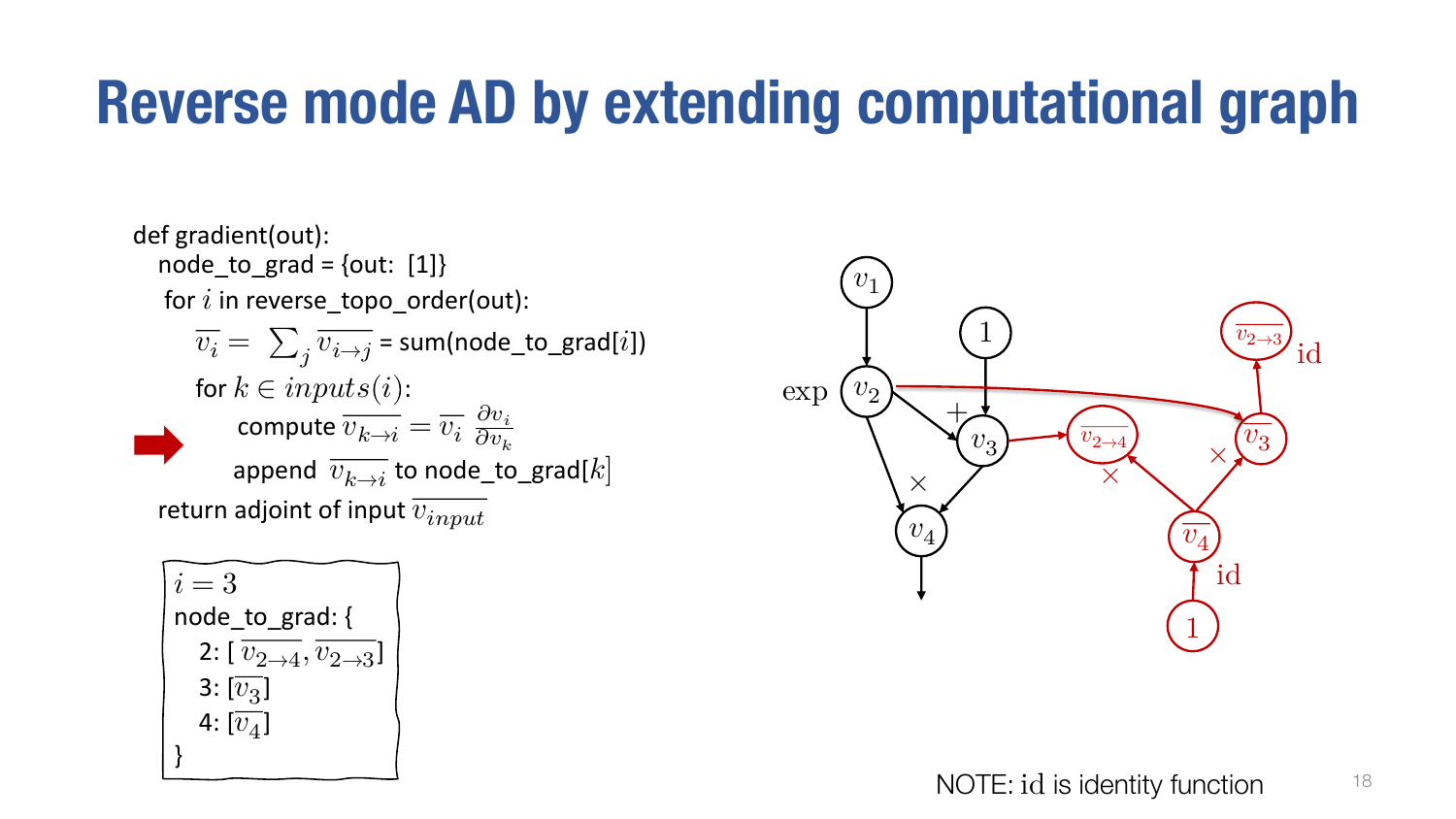# Reverse mode AD by extending computational graph

```
def gradient(out):
    node_to_grad = {out: [1]}
    for i in reverse_topo_order(out):
        v̄_i = Σ_j v̄_{i→j} = sum(node_to_grad[i])
        for k ∈ inputs(i):
            compute v̄_{k→i} = v̄_i ∂v_i/∂v_k
            append v̄_{k→i} to node_to_grad[k]
    return adjoint of input v̄_input
```

Where $\overline{v_i} = \sum_j \overline{v_{i \to j}}$ = sum(node_to_grad[$i$]), and for $k \in inputs(i)$: compute $\overline{v_{k \to i}} = \overline{v_i} \frac{\partial v_i}{\partial v_k}$, append $\overline{v_{k \to i}}$ to node_to_grad[$k$]; return adjoint of input $\overline{v_{input}}$.

$i = 3$

node_to_grad: {
- 2: [$\overline{v_{2 \to 4}}, \overline{v_{2 \to 3}}$]
- 3: [$\overline{v_3}$]
- 4: [$\overline{v_4}$]

}

NOTE: $\mathrm{id}$ is identity function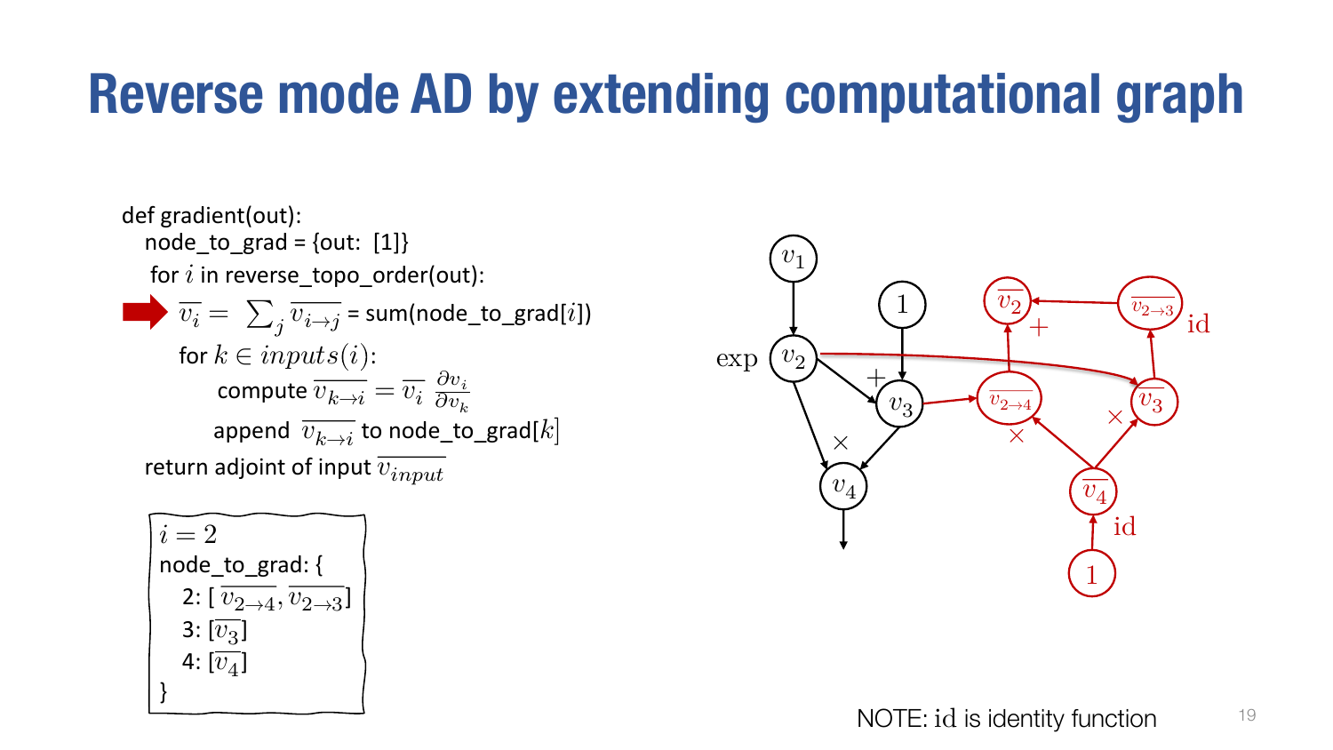# Reverse mode AD by extending computational graph

```
def gradient(out):
  node_to_grad = {out: [1]}
  for i in reverse_topo_order(out):
➡   v̄_i = Σ_j v̄_{i→j} = sum(node_to_grad[i])
    for k ∈ inputs(i):
        compute v̄_{k→i} = v̄_i ∂v_i/∂v_k
        append v̄_{k→i} to node_to_grad[k]
  return adjoint of input v̄_input
```

$i = 2$
node_to_grad: {
  2: [ $\overline{v_{2\to4}}, \overline{v_{2\to3}}$ ]
  3: [ $\overline{v_3}$ ]
  4: [ $\overline{v_4}$ ]
}

NOTE: $\mathrm{id}$ is identity function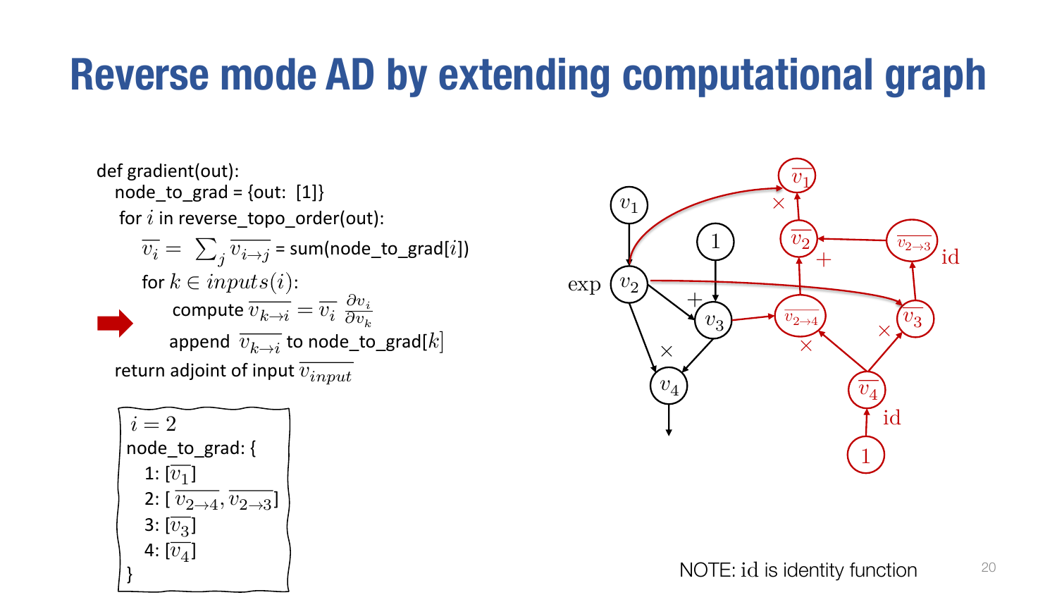# Reverse mode AD by extending computational graph

```
def gradient(out):
   node_to_grad = {out: [1]}
   for i in reverse_topo_order(out):
      v̄_i = Σ_j v̄_{i→j} = sum(node_to_grad[i])
      for k ∈ inputs(i):
         compute v̄_{k→i} = v̄_i ∂v_i/∂v_k
         append v̄_{k→i} to node_to_grad[k]
   return adjoint of input v̄_input
```

$i = 2$

node_to_grad: {
  1: $[\overline{v_1}]$
  2: $[\overline{v_{2\to4}}, \overline{v_{2\to3}}]$
  3: $[\overline{v_3}]$
  4: $[\overline{v_4}]$
}

NOTE: $\mathrm{id}$ is identity function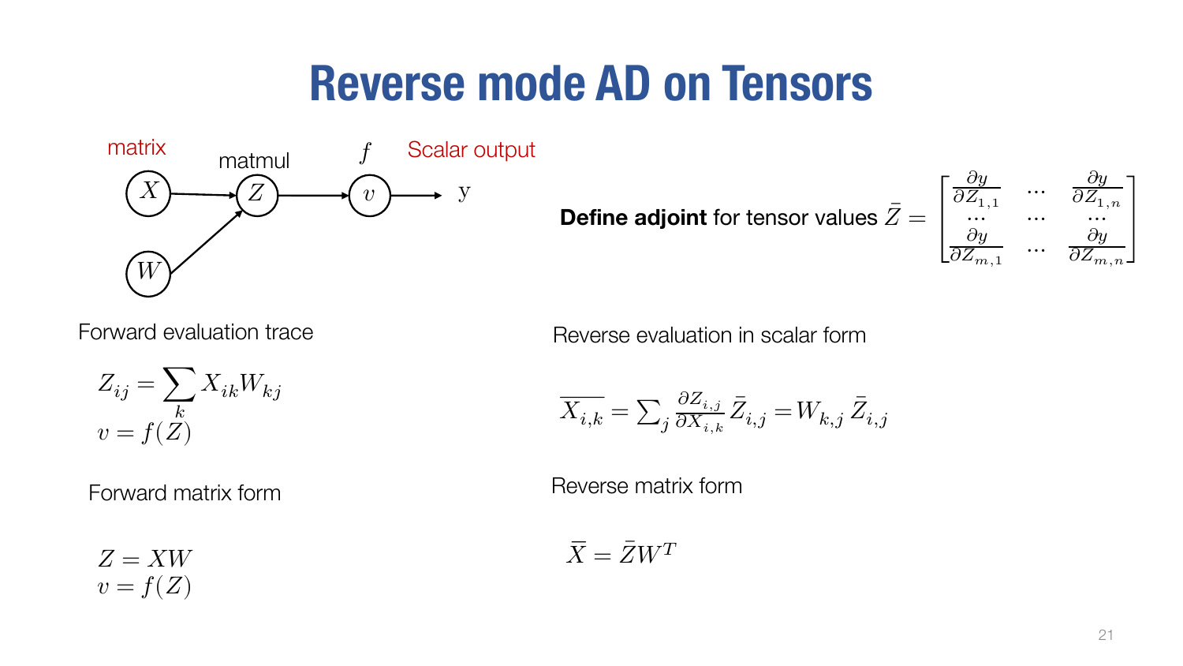# Reverse mode AD on Tensors

matrix $X$, $W$ → matmul $Z$ → $f$ $v$ → Scalar output y

**Define adjoint** for tensor values $\bar{Z} = \begin{bmatrix} \frac{\partial y}{\partial Z_{1,1}} & \cdots & \frac{\partial y}{\partial Z_{1,n}} \\ \cdots & \cdots & \cdots \\ \frac{\partial y}{\partial Z_{m,1}} & \cdots & \frac{\partial y}{\partial Z_{m,n}} \end{bmatrix}$

Forward evaluation trace

$$Z_{ij} = \sum_k X_{ik} W_{kj}$$
$$v = f(Z)$$

Reverse evaluation in scalar form

$$\overline{X_{i,k}} = \sum_j \frac{\partial Z_{i,j}}{\partial X_{i,k}} \bar{Z}_{i,j} = W_{k,j}\, \bar{Z}_{i,j}$$

Forward matrix form

$$Z = XW$$
$$v = f(Z)$$

Reverse matrix form

$$\bar{X} = \bar{Z} W^T$$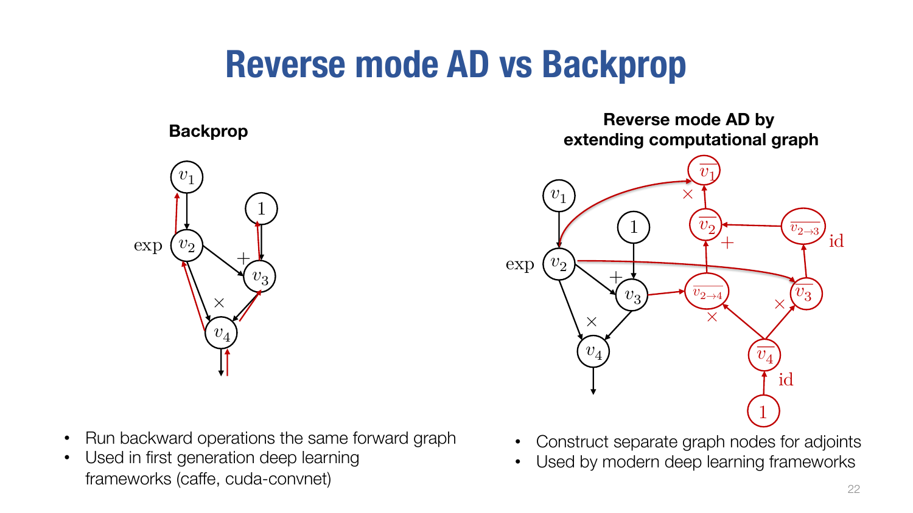# Reverse mode AD vs Backprop

**Backprop**

- Run backward operations the same forward graph
- Used in first generation deep learning frameworks (caffe, cuda-convnet)

**Reverse mode AD by extending computational graph**

- Construct separate graph nodes for adjoints
- Used by modern deep learning frameworks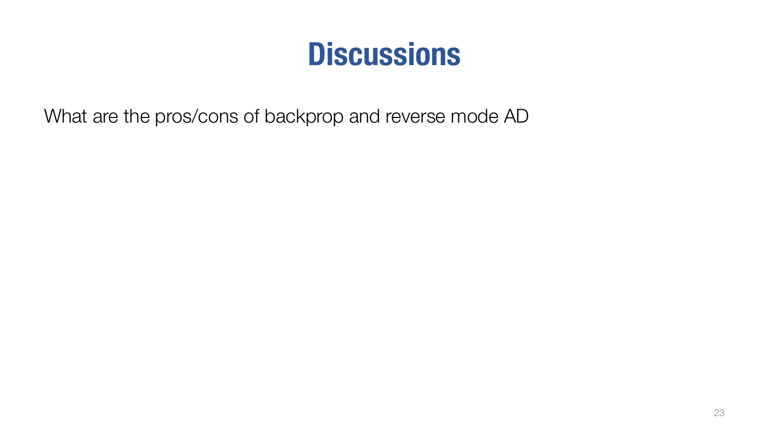# Discussions

What are the pros/cons of backprop and reverse mode AD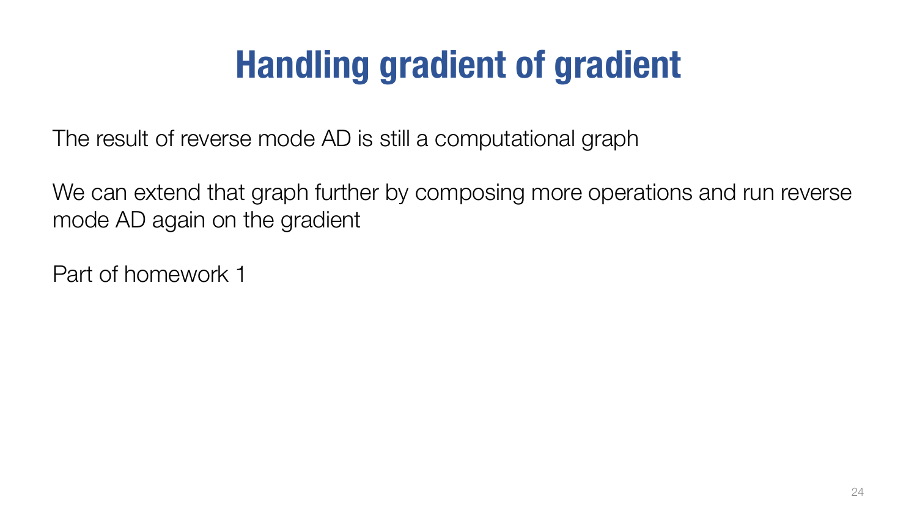# Handling gradient of gradient

The result of reverse mode AD is still a computational graph

We can extend that graph further by composing more operations and run reverse mode AD again on the gradient

Part of homework 1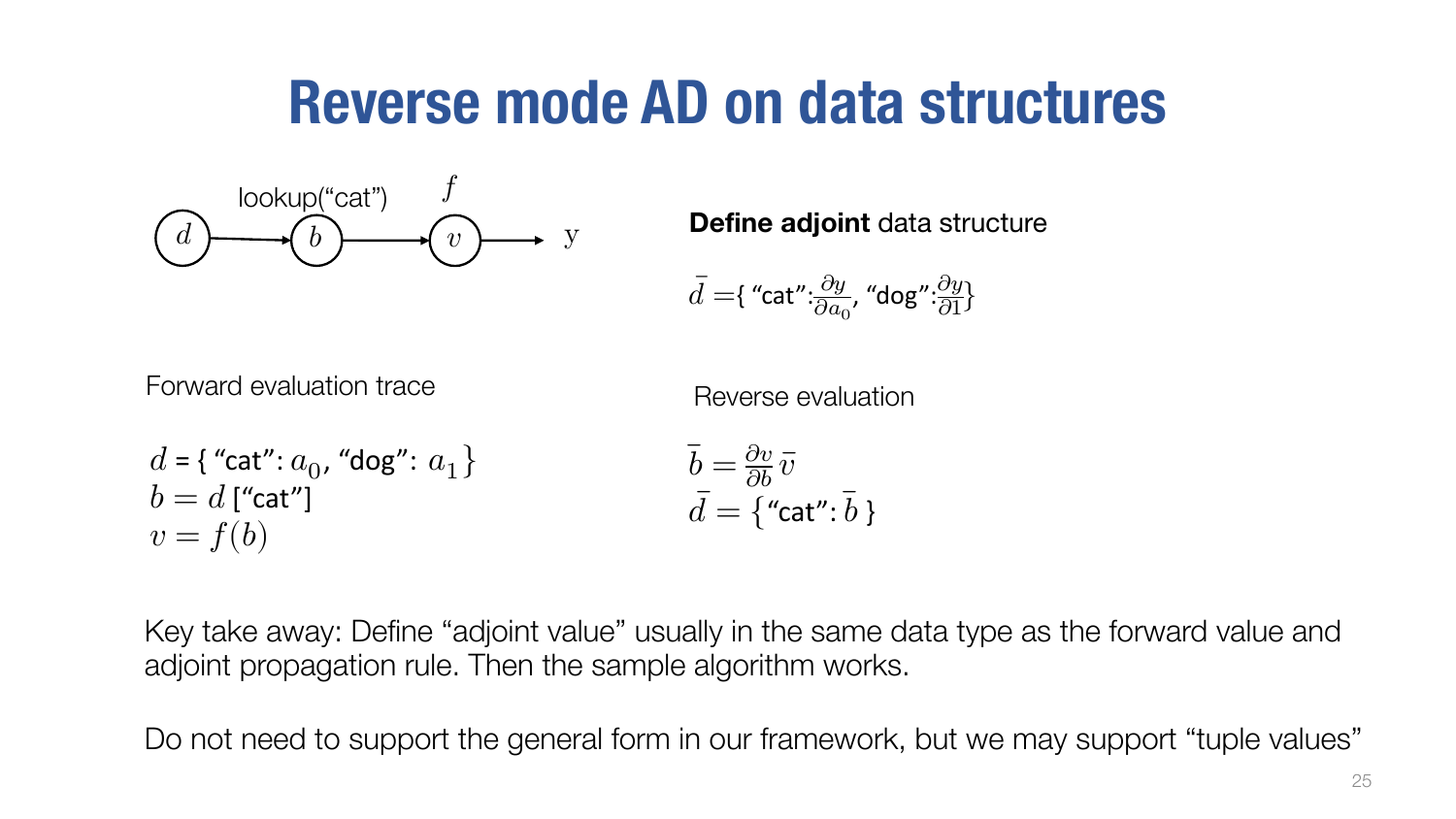# Reverse mode AD on data structures

$d$ → lookup("cat") → $b$ → $f$ → $v$ → y

**Define adjoint** data structure

$\bar{d} =$ { "cat": $\frac{\partial y}{\partial a_0}$, "dog": $\frac{\partial y}{\partial 1}$ }

Forward evaluation trace

$d$ = { "cat": $a_0$, "dog": $a_1$ }
$b = d$ ["cat"]
$v = f(b)$

Reverse evaluation

$\bar{b} = \frac{\partial v}{\partial b} \bar{v}$
$\bar{d} = \{$"cat": $\bar{b}$ }

Key take away: Define "adjoint value" usually in the same data type as the forward value and adjoint propagation rule. Then the sample algorithm works.

Do not need to support the general form in our framework, but we may support "tuple values"